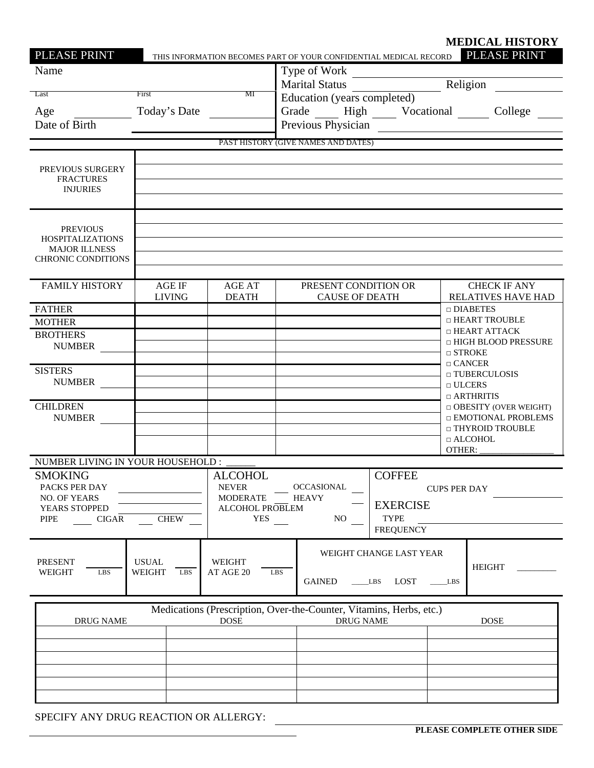# MEDICAL HISTORY

PLEASE PRINT — THIS INFORMATION BECOMES PART OF YOUR CONFIDENTIAL MEDICAL RECORD — PLEASE PRINT

Name ____________________________________

Last ______________ First ______________ MI ______

Age __________ Today's Date __________

Date of Birth ____________________

Type of Work ____________________

Marital Status ______________ Religion ______________

Education (years completed)

Grade ____ High ____ Vocational ____ College ____

Previous Physician ____________________

## PAST HISTORY (GIVE NAMES AND DATES)

| | |
|---|---|
| PREVIOUS SURGERY FRACTURES INJURIES | |
| PREVIOUS HOSPITALIZATIONS MAJOR ILLNESS CHRONIC CONDITIONS | |

## FAMILY HISTORY

| FAMILY HISTORY | AGE IF LIVING | AGE AT DEATH | PRESENT CONDITION OR CAUSE OF DEATH |
|---|---|---|---|
| FATHER | | | |
| MOTHER | | | |
| BROTHERS NUMBER ____ | | | |
| | | | |
| | | | |
| SISTERS NUMBER ____ | | | |
| | | | |
| | | | |
| CHILDREN NUMBER ____ | | | |
| | | | |
| | | | |
| | | | |

CHECK IF ANY RELATIVES HAVE HAD

- □ DIABETES
- □ HEART TROUBLE
- □ HEART ATTACK
- □ HIGH BLOOD PRESSURE
- □ STROKE
- □ CANCER
- □ TUBERCULOSIS
- □ ULCERS
- □ ARTHRITIS
- □ OBESITY (OVER WEIGHT)
- □ EMOTIONAL PROBLEMS
- □ THYROID TROUBLE
- □ ALCOHOL
- OTHER: ________________

NUMBER LIVING IN YOUR HOUSEHOLD : ______

## SMOKING

PACKS PER DAY ______________

NO. OF YEARS ______________

YEARS STOPPED ______________

PIPE ____ CIGAR ____ CHEW ____

## ALCOHOL

NEVER ____ OCCASIONAL ____

MODERATE ____ HEAVY ____

ALCOHOL PROBLEM

YES ____ NO ____

## COFFEE

CUPS PER DAY ______________

## EXERCISE

TYPE ______________

FREQUENCY ______________

| PRESENT WEIGHT | USUAL WEIGHT | WEIGHT AT AGE 20 | WEIGHT CHANGE LAST YEAR | HEIGHT |
|---|---|---|---|---|
| ____ LBS | ____ LBS | ____ LBS | GAINED ____ LBS LOST ____ LBS | ________ |

## Medications (Prescription, Over-the-Counter, Vitamins, Herbs, etc.)

| DRUG NAME | DOSE | DRUG NAME | DOSE |
|---|---|---|---|
| | | | |
| | | | |
| | | | |
| | | | |
| | | | |
| | | | |

SPECIFY ANY DRUG REACTION OR ALLERGY: ________________________________________

**PLEASE COMPLETE OTHER SIDE**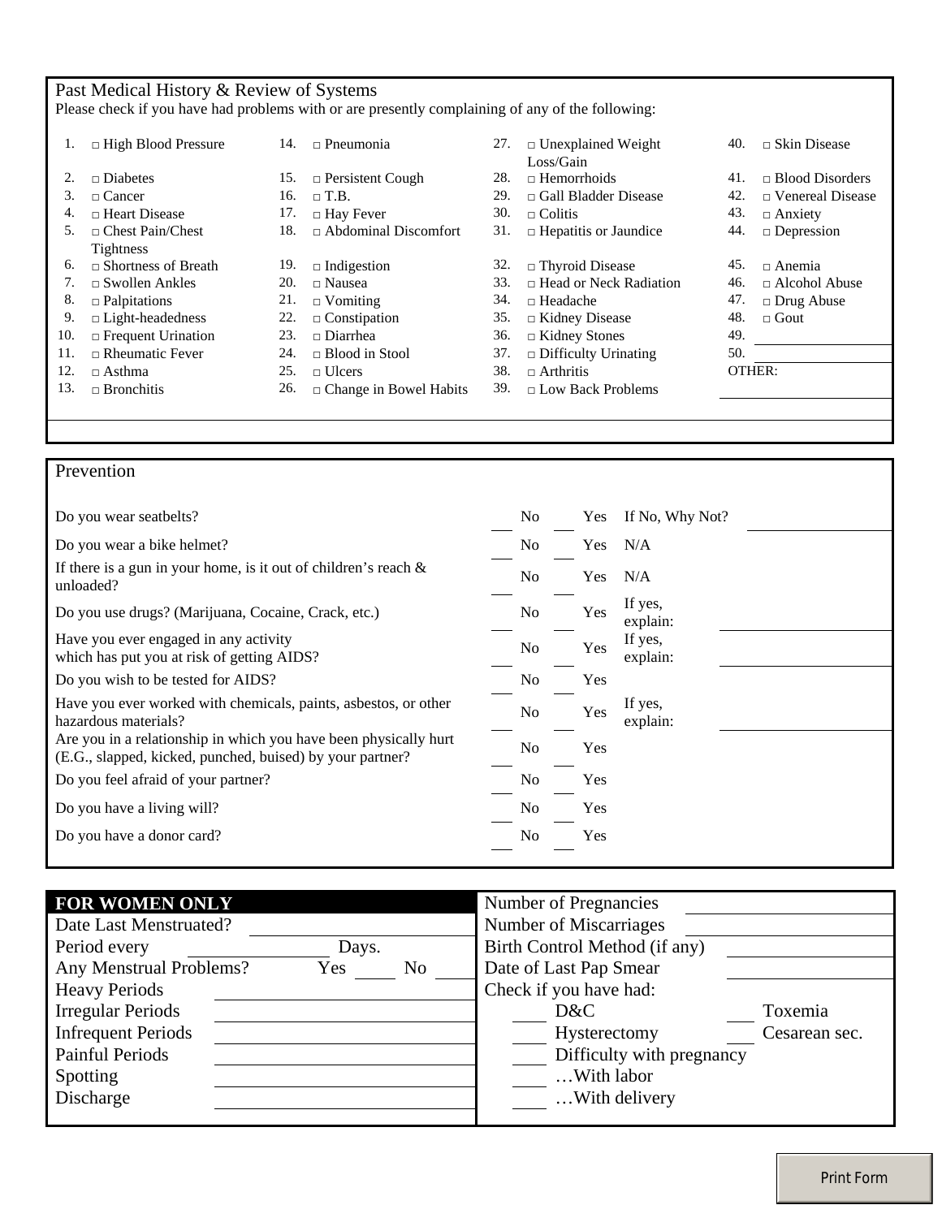## Past Medical History & Review of Systems

Please check if you have had problems with or are presently complaining of any of the following:

| | | | |
|---|---|---|---|
| 1. □ High Blood Pressure | 14. □ Pneumonia | 27. □ Unexplained Weight Loss/Gain | 40. □ Skin Disease |
| 2. □ Diabetes | 15. □ Persistent Cough | 28. □ Hemorrhoids | 41. □ Blood Disorders |
| 3. □ Cancer | 16. □ T.B. | 29. □ Gall Bladder Disease | 42. □ Venereal Disease |
| 4. □ Heart Disease | 17. □ Hay Fever | 30. □ Colitis | 43. □ Anxiety |
| 5. □ Chest Pain/Chest Tightness | 18. □ Abdominal Discomfort | 31. □ Hepatitis or Jaundice | 44. □ Depression |
| 6. □ Shortness of Breath | 19. □ Indigestion | 32. □ Thyroid Disease | 45. □ Anemia |
| 7. □ Swollen Ankles | 20. □ Nausea | 33. □ Head or Neck Radiation | 46. □ Alcohol Abuse |
| 8. □ Palpitations | 21. □ Vomiting | 34. □ Headache | 47. □ Drug Abuse |
| 9. □ Light-headedness | 22. □ Constipation | 35. □ Kidney Disease | 48. □ Gout |
| 10. □ Frequent Urination | 23. □ Diarrhea | 36. □ Kidney Stones | 49. ______ |
| 11. □ Rheumatic Fever | 24. □ Blood in Stool | 37. □ Difficulty Urinating | 50. ______ |
| 12. □ Asthma | 25. □ Ulcers | 38. □ Arthritis | OTHER: |
| 13. □ Bronchitis | 26. □ Change in Bowel Habits | 39. □ Low Back Problems | ______ |

## Prevention

| | | | |
|---|---|---|---|
| Do you wear seatbelts? | ___ No | ___ Yes | If No, Why Not? ______ |
| Do you wear a bike helmet? | ___ No | ___ Yes | N/A |
| If there is a gun in your home, is it out of children's reach & unloaded? | ___ No | ___ Yes | N/A |
| Do you use drugs? (Marijuana, Cocaine, Crack, etc.) | ___ No | ___ Yes | If yes, explain: ______ |
| Have you ever engaged in any activity which has put you at risk of getting AIDS? | ___ No | ___ Yes | If yes, explain: ______ |
| Do you wish to be tested for AIDS? | ___ No | ___ Yes | |
| Have you ever worked with chemicals, paints, asbestos, or other hazardous materials? | ___ No | ___ Yes | If yes, explain: ______ |
| Are you in a relationship in which you have been physically hurt (E.G., slapped, kicked, punched, buised) by your partner? | ___ No | ___ Yes | |
| Do you feel afraid of your partner? | ___ No | ___ Yes | |
| Do you have a living will? | ___ No | ___ Yes | |
| Do you have a donor card? | ___ No | ___ Yes | |

## FOR WOMEN ONLY

Date Last Menstruated? ______

Period every ______ Days.

Any Menstrual Problems? Yes ___ No ___

Heavy Periods ______

Irregular Periods ______

Infrequent Periods ______

Painful Periods ______

Spotting ______

Discharge ______

Number of Pregnancies ______

Number of Miscarriages ______

Birth Control Method (if any) ______

Date of Last Pap Smear ______

Check if you have had:

___ D&C ___ Toxemia

___ Hysterectomy ___ Cesarean sec.

___ Difficulty with pregnancy

___ …With labor

___ …With delivery

Print Form